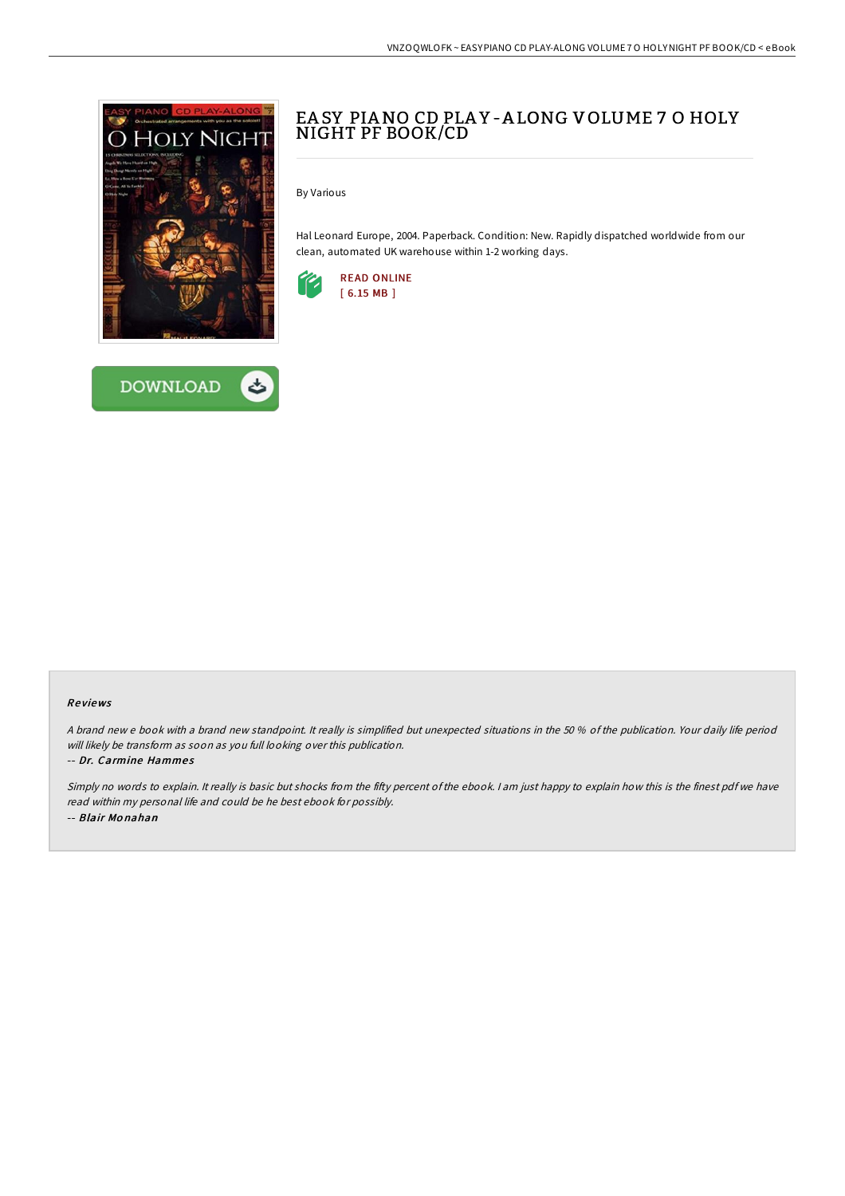# EASY PIANO CD PLAY-ALONG VOLUME 7 O HOLY NIGHT PF BOOK/CD

By Various

Hal Leonard Europe, 2004. Paperback. Condition: New. Rapidly dispatched worldwide from our clean, automated UK warehouse within 1-2 working days.

READ ONLINE
[ 6.15 MB ]

DOWNLOAD

## Reviews

*A brand new e book with a brand new standpoint. It really is simplified but unexpected situations in the 50 % of the publication. Your daily life period will likely be transform as soon as you full looking over this publication.*

-- ***Dr. Carmine Hammes***

*Simply no words to explain. It really is basic but shocks from the fifty percent of the ebook. I am just happy to explain how this is the finest pdf we have read within my personal life and could be he best ebook for possibly.*

-- ***Blair Monahan***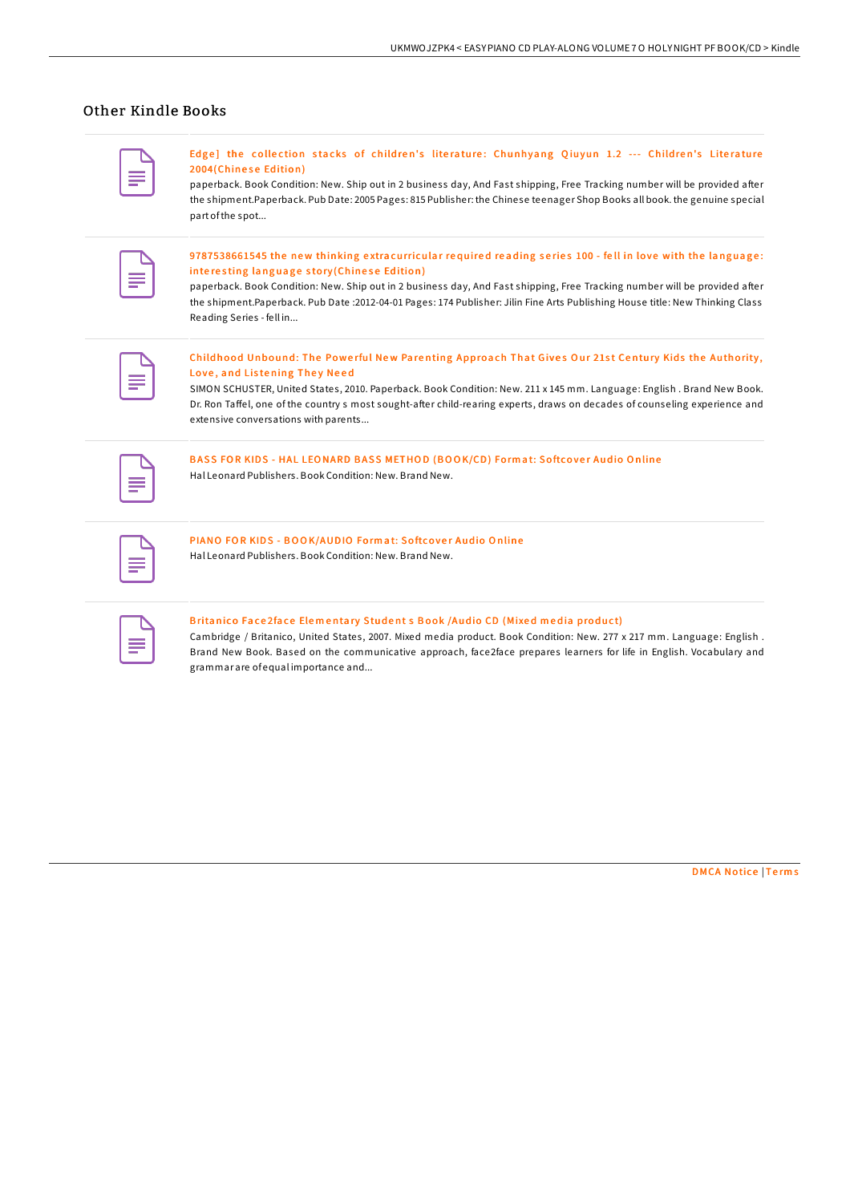## Other Kindle Books

**Edge] the collection stacks of children's literature: Chunhyang Qiuyun 1.2 --- Children's Literature 2004(Chinese Edition)**

paperback. Book Condition: New. Ship out in 2 business day, And Fast shipping, Free Tracking number will be provided after the shipment.Paperback. Pub Date: 2005 Pages: 815 Publisher: the Chinese teenager Shop Books all book. the genuine special part of the spot...

**9787538661545 the new thinking extracurricular required reading series 100 - fell in love with the language: interesting language story(Chinese Edition)**

paperback. Book Condition: New. Ship out in 2 business day, And Fast shipping, Free Tracking number will be provided after the shipment.Paperback. Pub Date :2012-04-01 Pages: 174 Publisher: Jilin Fine Arts Publishing House title: New Thinking Class Reading Series - fell in...

**Childhood Unbound: The Powerful New Parenting Approach That Gives Our 21st Century Kids the Authority, Love, and Listening They Need**

SIMON SCHUSTER, United States, 2010. Paperback. Book Condition: New. 211 x 145 mm. Language: English . Brand New Book. Dr. Ron Taffel, one of the country s most sought-after child-rearing experts, draws on decades of counseling experience and extensive conversations with parents...

**BASS FOR KIDS - HAL LEONARD BASS METHOD (BOOK/CD) Format: Softcover Audio Online**

Hal Leonard Publishers. Book Condition: New. Brand New.

**PIANO FOR KIDS - BOOK/AUDIO Format: Softcover Audio Online**

Hal Leonard Publishers. Book Condition: New. Brand New.

**Britanico Face2face Elementary Student s Book /Audio CD (Mixed media product)**

Cambridge / Britanico, United States, 2007. Mixed media product. Book Condition: New. 277 x 217 mm. Language: English . Brand New Book. Based on the communicative approach, face2face prepares learners for life in English. Vocabulary and grammar are of equal importance and...